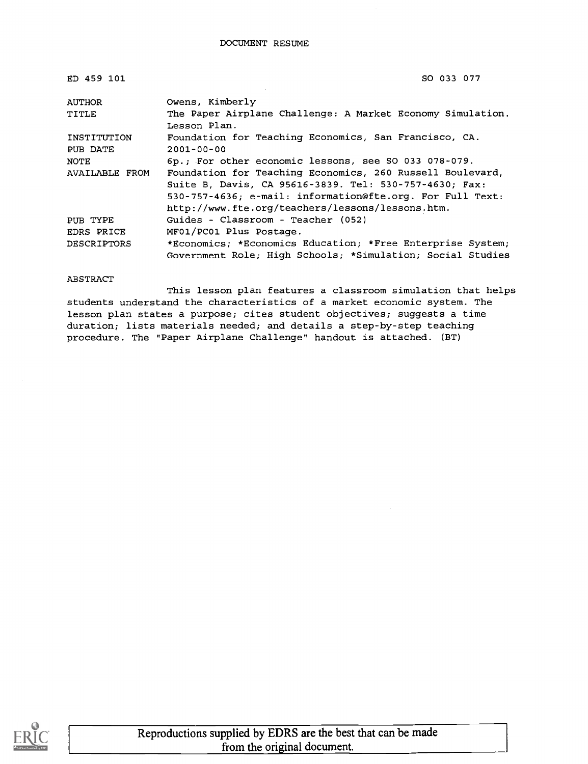DOCUMENT RESUME

| | |
|---|---|
| ED 459 101 | SO 033 077 |
| AUTHOR | Owens, Kimberly |
| TITLE | The Paper Airplane Challenge: A Market Economy Simulation. Lesson Plan. |
| INSTITUTION | Foundation for Teaching Economics, San Francisco, CA. |
| PUB DATE | 2001-00-00 |
| NOTE | 6p.; For other economic lessons, see SO 033 078-079. |
| AVAILABLE FROM | Foundation for Teaching Economics, 260 Russell Boulevard, Suite B, Davis, CA 95616-3839. Tel: 530-757-4630; Fax: 530-757-4636; e-mail: information@fte.org. For Full Text: http://www.fte.org/teachers/lessons/lessons.htm. |
| PUB TYPE | Guides - Classroom - Teacher (052) |
| EDRS PRICE | MF01/PC01 Plus Postage. |
| DESCRIPTORS | *Economics; *Economics Education; *Free Enterprise System; Government Role; High Schools; *Simulation; Social Studies |

ABSTRACT

This lesson plan features a classroom simulation that helps students understand the characteristics of a market economic system. The lesson plan states a purpose; cites student objectives; suggests a time duration; lists materials needed; and details a step-by-step teaching procedure. The "Paper Airplane Challenge" handout is attached. (BT)

Reproductions supplied by EDRS are the best that can be made from the original document.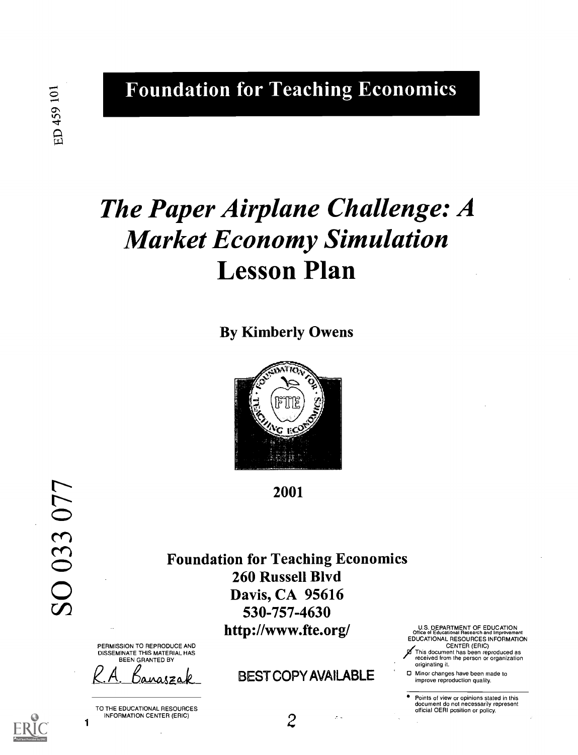# Foundation for Teaching Economics

ED 459 101

# *The Paper Airplane Challenge: A Market Economy Simulation*
# Lesson Plan

**By Kimberly Owens**

**2001**

**Foundation for Teaching Economics**
**260 Russell Blvd**
**Davis, CA 95616**
**530-757-4630**
**http://www.fte.org/**

SO 033 077

PERMISSION TO REPRODUCE AND DISSEMINATE THIS MATERIAL HAS BEEN GRANTED BY

R.A. Banaszak

TO THE EDUCATIONAL RESOURCES INFORMATION CENTER (ERIC)

BEST COPY AVAILABLE

U.S. DEPARTMENT OF EDUCATION
Office of Educational Research and Improvement
EDUCATIONAL RESOURCES INFORMATION CENTER (ERIC)

- This document has been reproduced as received from the person or organization originating it.
- Minor changes have been made to improve reproduction quality.

- Points of view or opinions stated in this document do not necessarily represent official OERI position or policy.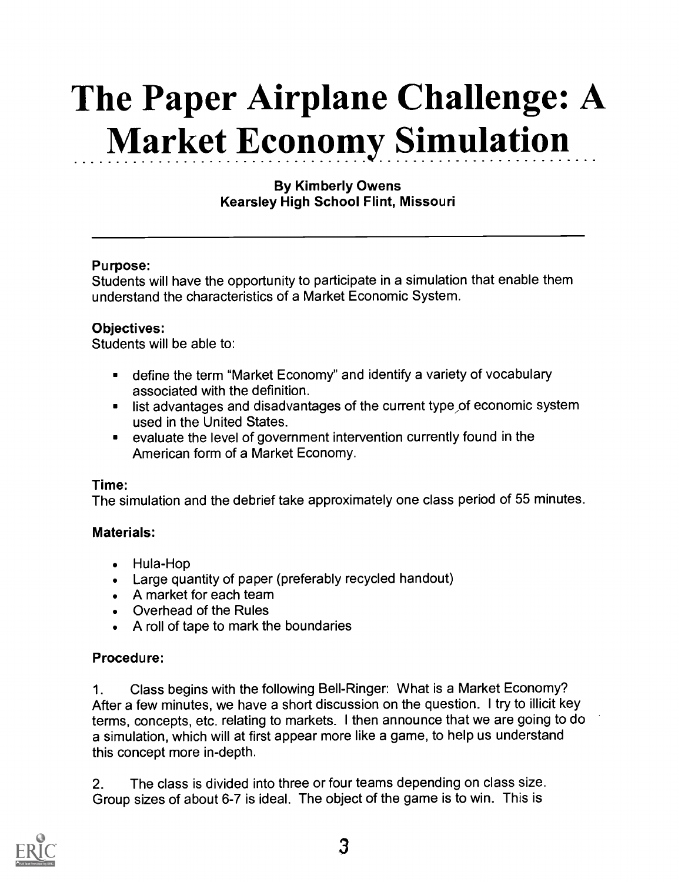# The Paper Airplane Challenge: A Market Economy Simulation

**By Kimberly Owens**
**Kearsley High School Flint, Missouri**

---

**Purpose:**
Students will have the opportunity to participate in a simulation that enable them understand the characteristics of a Market Economic System.

**Objectives:**
Students will be able to:

- define the term "Market Economy" and identify a variety of vocabulary associated with the definition.
- list advantages and disadvantages of the current type of economic system used in the United States.
- evaluate the level of government intervention currently found in the American form of a Market Economy.

**Time:**
The simulation and the debrief take approximately one class period of 55 minutes.

**Materials:**

- Hula-Hop
- Large quantity of paper (preferably recycled handout)
- A market for each team
- Overhead of the Rules
- A roll of tape to mark the boundaries

**Procedure:**

1. Class begins with the following Bell-Ringer: What is a Market Economy? After a few minutes, we have a short discussion on the question. I try to illicit key terms, concepts, etc. relating to markets. I then announce that we are going to do a simulation, which will at first appear more like a game, to help us understand this concept more in-depth.

2. The class is divided into three or four teams depending on class size. Group sizes of about 6-7 is ideal. The object of the game is to win. This is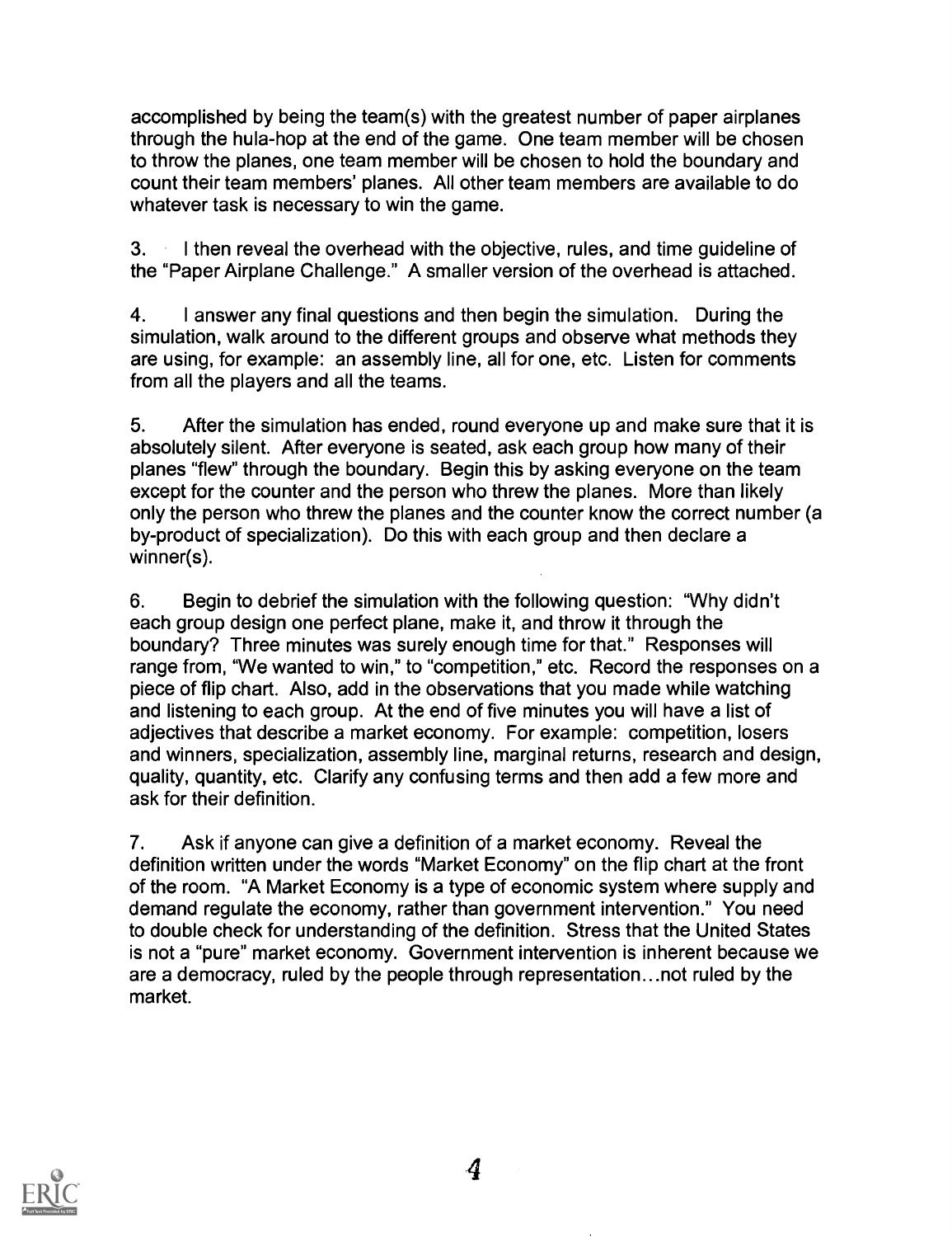accomplished by being the team(s) with the greatest number of paper airplanes through the hula-hop at the end of the game. One team member will be chosen to throw the planes, one team member will be chosen to hold the boundary and count their team members' planes. All other team members are available to do whatever task is necessary to win the game.

3. I then reveal the overhead with the objective, rules, and time guideline of the "Paper Airplane Challenge." A smaller version of the overhead is attached.

4. I answer any final questions and then begin the simulation. During the simulation, walk around to the different groups and observe what methods they are using, for example: an assembly line, all for one, etc. Listen for comments from all the players and all the teams.

5. After the simulation has ended, round everyone up and make sure that it is absolutely silent. After everyone is seated, ask each group how many of their planes "flew" through the boundary. Begin this by asking everyone on the team except for the counter and the person who threw the planes. More than likely only the person who threw the planes and the counter know the correct number (a by-product of specialization). Do this with each group and then declare a winner(s).

6. Begin to debrief the simulation with the following question: "Why didn't each group design one perfect plane, make it, and throw it through the boundary? Three minutes was surely enough time for that." Responses will range from, "We wanted to win," to "competition," etc. Record the responses on a piece of flip chart. Also, add in the observations that you made while watching and listening to each group. At the end of five minutes you will have a list of adjectives that describe a market economy. For example: competition, losers and winners, specialization, assembly line, marginal returns, research and design, quality, quantity, etc. Clarify any confusing terms and then add a few more and ask for their definition.

7. Ask if anyone can give a definition of a market economy. Reveal the definition written under the words "Market Economy" on the flip chart at the front of the room. "A Market Economy is a type of economic system where supply and demand regulate the economy, rather than government intervention." You need to double check for understanding of the definition. Stress that the United States is not a "pure" market economy. Government intervention is inherent because we are a democracy, ruled by the people through representation…not ruled by the market.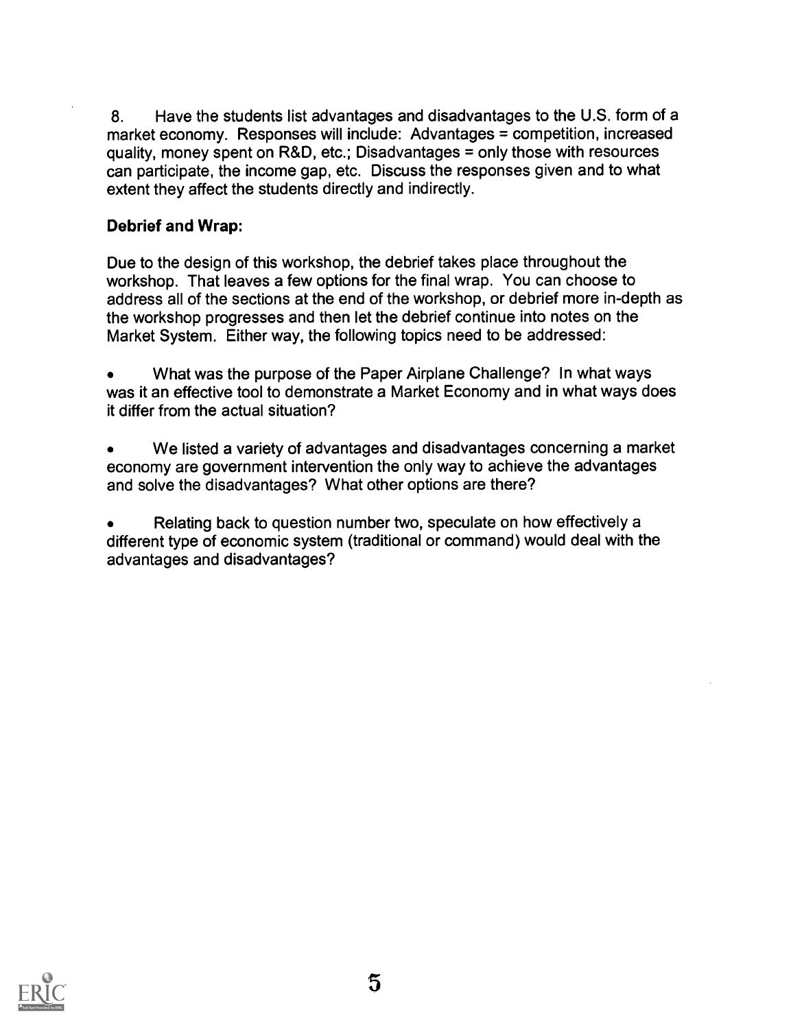8. Have the students list advantages and disadvantages to the U.S. form of a market economy. Responses will include: Advantages = competition, increased quality, money spent on R&D, etc.; Disadvantages = only those with resources can participate, the income gap, etc. Discuss the responses given and to what extent they affect the students directly and indirectly.

**Debrief and Wrap:**

Due to the design of this workshop, the debrief takes place throughout the workshop. That leaves a few options for the final wrap. You can choose to address all of the sections at the end of the workshop, or debrief more in-depth as the workshop progresses and then let the debrief continue into notes on the Market System. Either way, the following topics need to be addressed:

- What was the purpose of the Paper Airplane Challenge? In what ways was it an effective tool to demonstrate a Market Economy and in what ways does it differ from the actual situation?

- We listed a variety of advantages and disadvantages concerning a market economy are government intervention the only way to achieve the advantages and solve the disadvantages? What other options are there?

- Relating back to question number two, speculate on how effectively a different type of economic system (traditional or command) would deal with the advantages and disadvantages?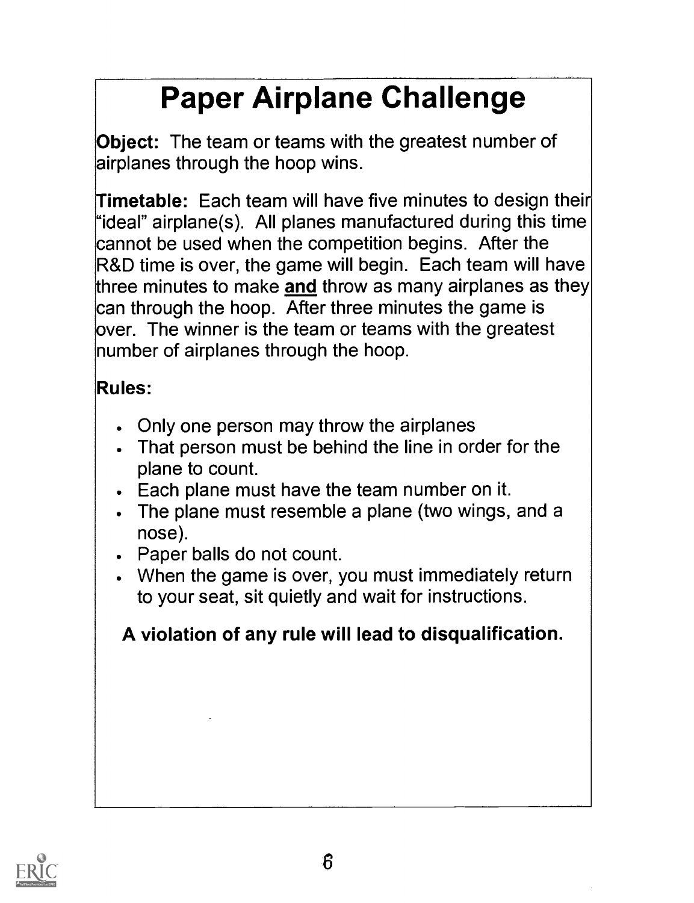# Paper Airplane Challenge

**Object:** The team or teams with the greatest number of airplanes through the hoop wins.

**Timetable:** Each team will have five minutes to design their "ideal" airplane(s). All planes manufactured during this time cannot be used when the competition begins. After the R&D time is over, the game will begin. Each team will have three minutes to make **and** throw as many airplanes as they can through the hoop. After three minutes the game is over. The winner is the team or teams with the greatest number of airplanes through the hoop.

**Rules:**

- Only one person may throw the airplanes
- That person must be behind the line in order for the plane to count.
- Each plane must have the team number on it.
- The plane must resemble a plane (two wings, and a nose).
- Paper balls do not count.
- When the game is over, you must immediately return to your seat, sit quietly and wait for instructions.

**A violation of any rule will lead to disqualification.**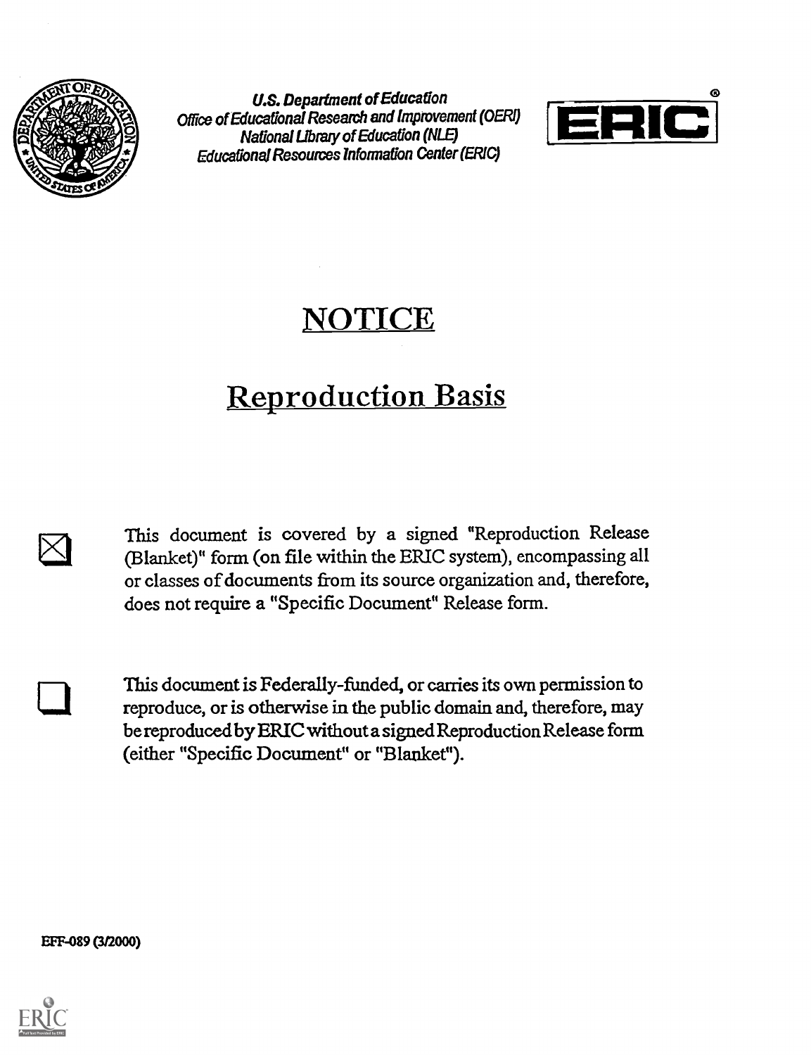U.S. Department of Education
Office of Educational Research and Improvement (OERI)
National Library of Education (NLE)
Educational Resources Information Center (ERIC)

ERIC

# NOTICE

# Reproduction Basis

☒ This document is covered by a signed "Reproduction Release (Blanket)" form (on file within the ERIC system), encompassing all or classes of documents from its source organization and, therefore, does not require a "Specific Document" Release form.

☐ This document is Federally-funded, or carries its own permission to reproduce, or is otherwise in the public domain and, therefore, may be reproduced by ERIC without a signed Reproduction Release form (either "Specific Document" or "Blanket").

EFF-089 (3/2000)